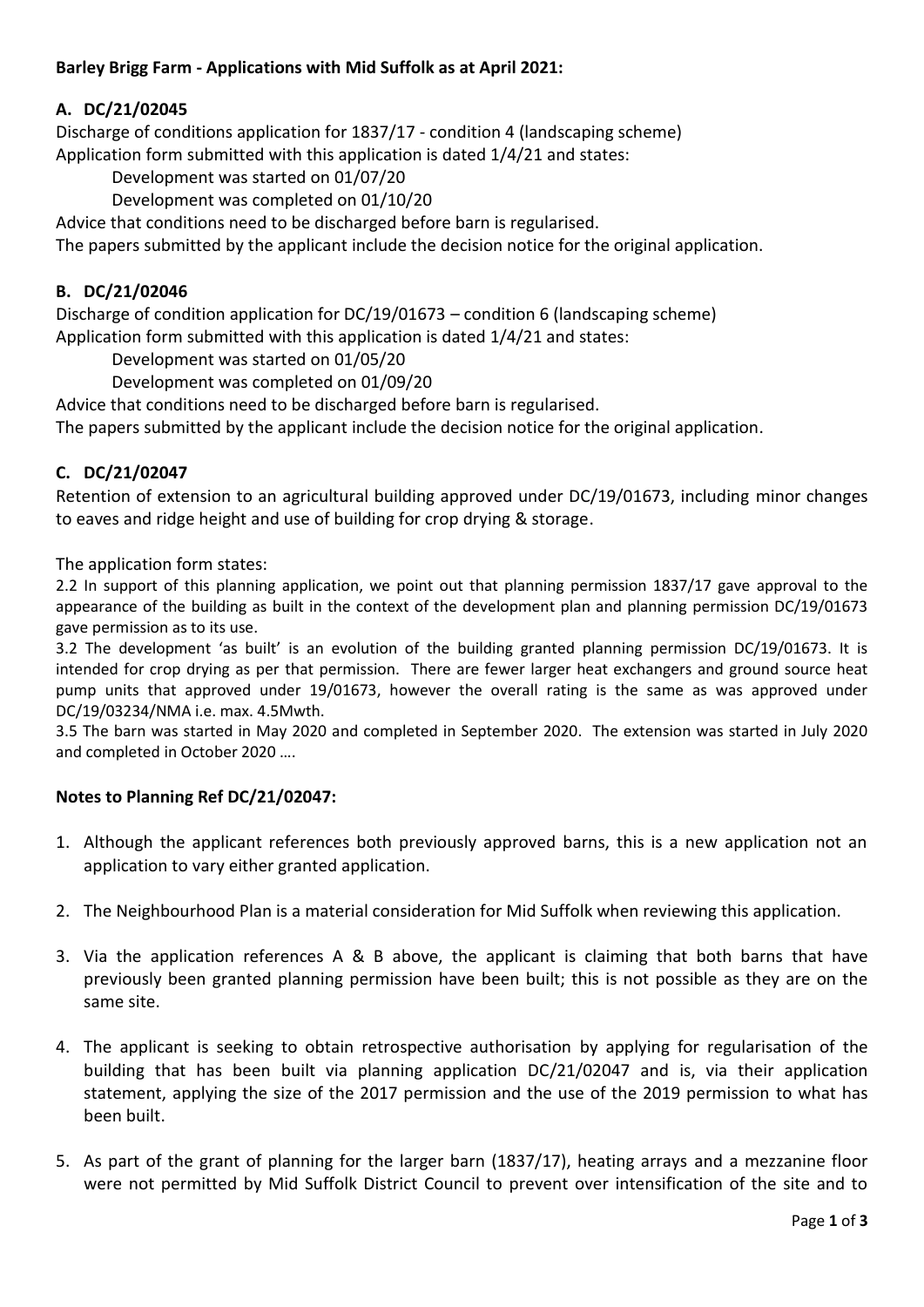**Barley Brigg Farm - Applications with Mid Suffolk as at April 2021:**

## A. DC/21/02045

Discharge of conditions application for 1837/17 - condition 4 (landscaping scheme)
Application form submitted with this application is dated 1/4/21 and states:

Development was started on 01/07/20

Development was completed on 01/10/20

Advice that conditions need to be discharged before barn is regularised.
The papers submitted by the applicant include the decision notice for the original application.

## B. DC/21/02046

Discharge of condition application for DC/19/01673 – condition 6 (landscaping scheme)
Application form submitted with this application is dated 1/4/21 and states:

Development was started on 01/05/20

Development was completed on 01/09/20

Advice that conditions need to be discharged before barn is regularised.
The papers submitted by the applicant include the decision notice for the original application.

## C. DC/21/02047

Retention of extension to an agricultural building approved under DC/19/01673, including minor changes to eaves and ridge height and use of building for crop drying & storage.

The application form states:

2.2 In support of this planning application, we point out that planning permission 1837/17 gave approval to the appearance of the building as built in the context of the development plan and planning permission DC/19/01673 gave permission as to its use.

3.2 The development 'as built' is an evolution of the building granted planning permission DC/19/01673. It is intended for crop drying as per that permission. There are fewer larger heat exchangers and ground source heat pump units that approved under 19/01673, however the overall rating is the same as was approved under DC/19/03234/NMA i.e. max. 4.5Mwth.

3.5 The barn was started in May 2020 and completed in September 2020. The extension was started in July 2020 and completed in October 2020 ….

**Notes to Planning Ref DC/21/02047:**

1. Although the applicant references both previously approved barns, this is a new application not an application to vary either granted application.
2. The Neighbourhood Plan is a material consideration for Mid Suffolk when reviewing this application.
3. Via the application references A & B above, the applicant is claiming that both barns that have previously been granted planning permission have been built; this is not possible as they are on the same site.
4. The applicant is seeking to obtain retrospective authorisation by applying for regularisation of the building that has been built via planning application DC/21/02047 and is, via their application statement, applying the size of the 2017 permission and the use of the 2019 permission to what has been built.
5. As part of the grant of planning for the larger barn (1837/17), heating arrays and a mezzanine floor were not permitted by Mid Suffolk District Council to prevent over intensification of the site and to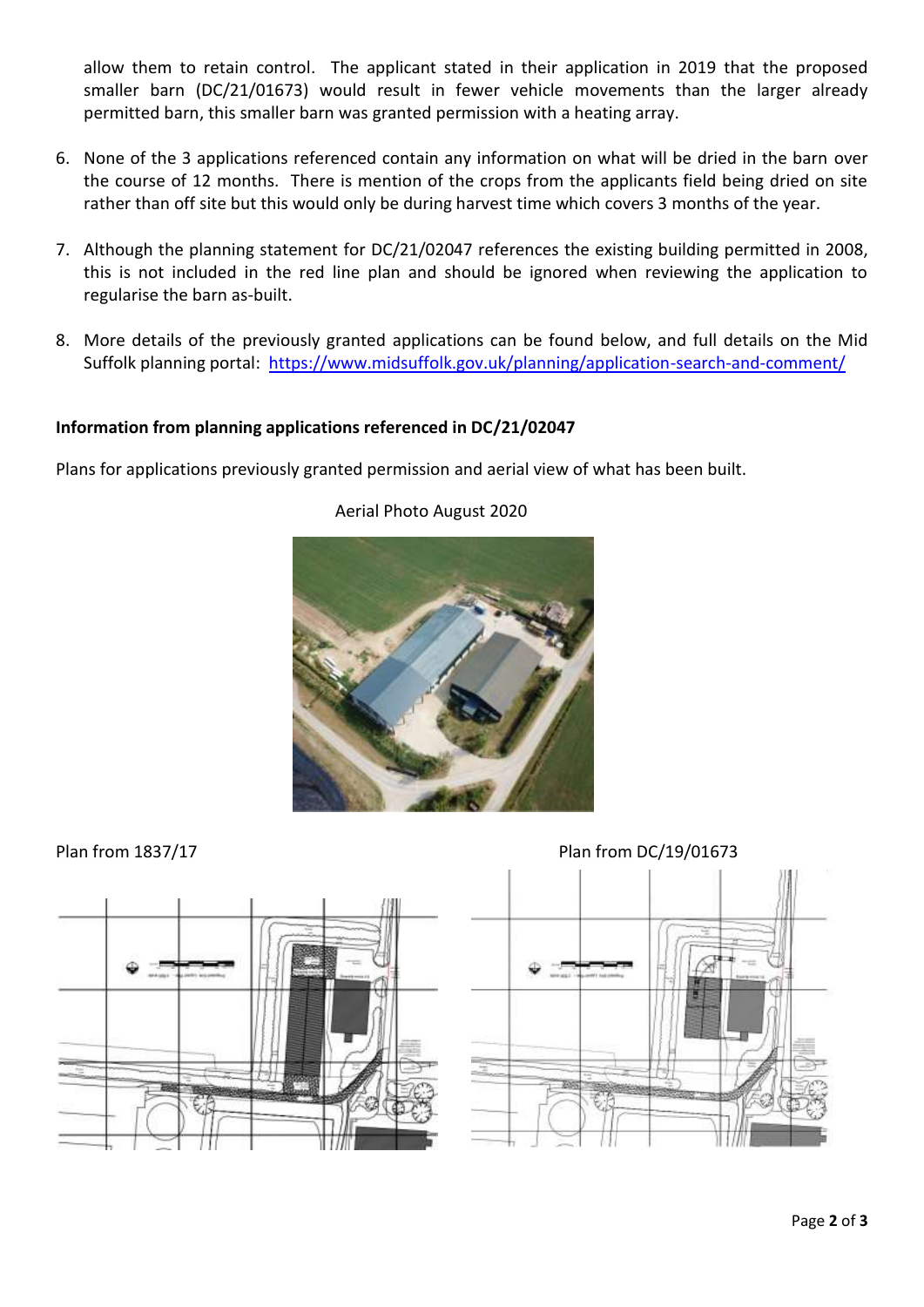allow them to retain control. The applicant stated in their application in 2019 that the proposed smaller barn (DC/21/01673) would result in fewer vehicle movements than the larger already permitted barn, this smaller barn was granted permission with a heating array.

6. None of the 3 applications referenced contain any information on what will be dried in the barn over the course of 12 months. There is mention of the crops from the applicants field being dried on site rather than off site but this would only be during harvest time which covers 3 months of the year.

7. Although the planning statement for DC/21/02047 references the existing building permitted in 2008, this is not included in the red line plan and should be ignored when reviewing the application to regularise the barn as-built.

8. More details of the previously granted applications can be found below, and full details on the Mid Suffolk planning portal: https://www.midsuffolk.gov.uk/planning/application-search-and-comment/

**Information from planning applications referenced in DC/21/02047**

Plans for applications previously granted permission and aerial view of what has been built.

Aerial Photo August 2020

Plan from 1837/17

Plan from DC/19/01673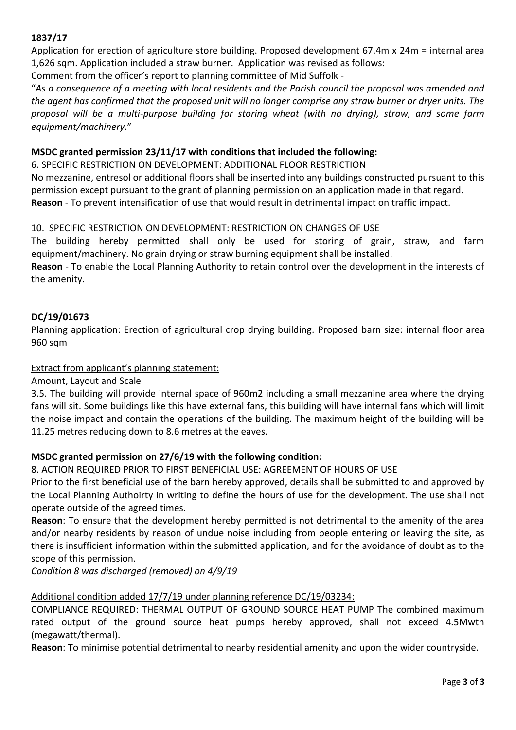**1837/17**

Application for erection of agriculture store building. Proposed development 67.4m x 24m = internal area 1,626 sqm. Application included a straw burner. Application was revised as follows:

Comment from the officer's report to planning committee of Mid Suffolk -

"*As a consequence of a meeting with local residents and the Parish council the proposal was amended and the agent has confirmed that the proposed unit will no longer comprise any straw burner or dryer units. The proposal will be a multi-purpose building for storing wheat (with no drying), straw, and some farm equipment/machinery*."

**MSDC granted permission 23/11/17 with conditions that included the following:**

6. SPECIFIC RESTRICTION ON DEVELOPMENT: ADDITIONAL FLOOR RESTRICTION

No mezzanine, entresol or additional floors shall be inserted into any buildings constructed pursuant to this permission except pursuant to the grant of planning permission on an application made in that regard.

**Reason** - To prevent intensification of use that would result in detrimental impact on traffic impact.

10. SPECIFIC RESTRICTION ON DEVELOPMENT: RESTRICTION ON CHANGES OF USE

The building hereby permitted shall only be used for storing of grain, straw, and farm equipment/machinery. No grain drying or straw burning equipment shall be installed.

**Reason** - To enable the Local Planning Authority to retain control over the development in the interests of the amenity.

**DC/19/01673**

Planning application: Erection of agricultural crop drying building. Proposed barn size: internal floor area 960 sqm

Extract from applicant's planning statement:

Amount, Layout and Scale

3.5. The building will provide internal space of 960m2 including a small mezzanine area where the drying fans will sit. Some buildings like this have external fans, this building will have internal fans which will limit the noise impact and contain the operations of the building. The maximum height of the building will be 11.25 metres reducing down to 8.6 metres at the eaves.

**MSDC granted permission on 27/6/19 with the following condition:**

8. ACTION REQUIRED PRIOR TO FIRST BENEFICIAL USE: AGREEMENT OF HOURS OF USE

Prior to the first beneficial use of the barn hereby approved, details shall be submitted to and approved by the Local Planning Authoirty in writing to define the hours of use for the development. The use shall not operate outside of the agreed times.

**Reason**: To ensure that the development hereby permitted is not detrimental to the amenity of the area and/or nearby residents by reason of undue noise including from people entering or leaving the site, as there is insufficient information within the submitted application, and for the avoidance of doubt as to the scope of this permission.

*Condition 8 was discharged (removed) on 4/9/19*

Additional condition added 17/7/19 under planning reference DC/19/03234:

COMPLIANCE REQUIRED: THERMAL OUTPUT OF GROUND SOURCE HEAT PUMP The combined maximum rated output of the ground source heat pumps hereby approved, shall not exceed 4.5Mwth (megawatt/thermal).

**Reason**: To minimise potential detrimental to nearby residential amenity and upon the wider countryside.